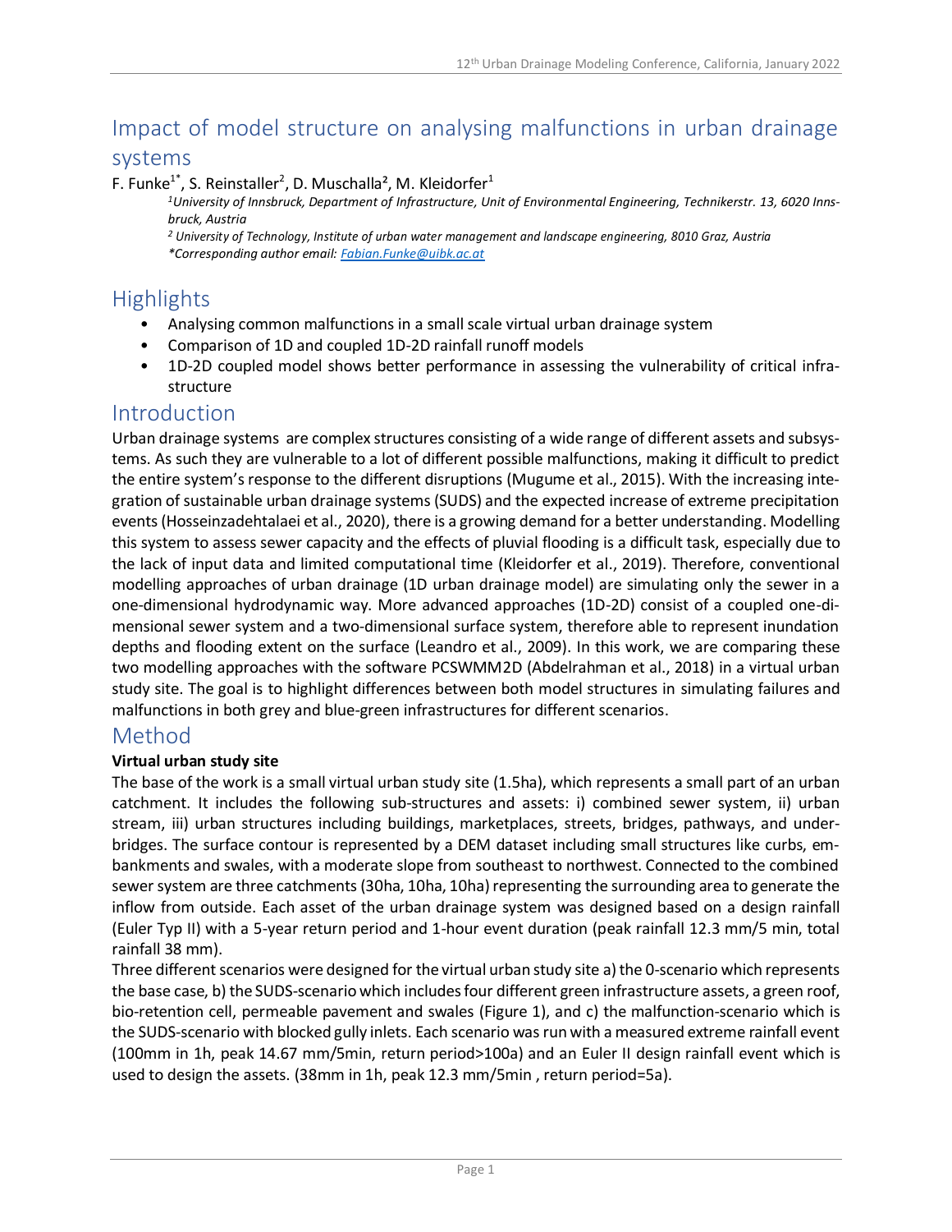# Impact of model structure on analysing malfunctions in urban drainage systems

F. Funke[1*], S. Reinstaller[2], D. Muschalla[2], M. Kleidorfer[1]

*[1]University of Innsbruck, Department of Infrastructure, Unit of Environmental Engineering, Technikerstr. 13, 6020 Innsbruck, Austria*

*[2] University of Technology, Institute of urban water management and landscape engineering, 8010 Graz, Austria*

*\*Corresponding author email: Fabian.Funke@uibk.ac.at*

## Highlights

- Analysing common malfunctions in a small scale virtual urban drainage system
- Comparison of 1D and coupled 1D-2D rainfall runoff models
- 1D-2D coupled model shows better performance in assessing the vulnerability of critical infrastructure

## Introduction

Urban drainage systems are complex structures consisting of a wide range of different assets and subsystems. As such they are vulnerable to a lot of different possible malfunctions, making it difficult to predict the entire system's response to the different disruptions (Mugume et al., 2015). With the increasing integration of sustainable urban drainage systems (SUDS) and the expected increase of extreme precipitation events (Hosseinzadehtalaei et al., 2020), there is a growing demand for a better understanding. Modelling this system to assess sewer capacity and the effects of pluvial flooding is a difficult task, especially due to the lack of input data and limited computational time (Kleidorfer et al., 2019). Therefore, conventional modelling approaches of urban drainage (1D urban drainage model) are simulating only the sewer in a one-dimensional hydrodynamic way. More advanced approaches (1D-2D) consist of a coupled one-dimensional sewer system and a two-dimensional surface system, therefore able to represent inundation depths and flooding extent on the surface (Leandro et al., 2009). In this work, we are comparing these two modelling approaches with the software PCSWMM2D (Abdelrahman et al., 2018) in a virtual urban study site. The goal is to highlight differences between both model structures in simulating failures and malfunctions in both grey and blue-green infrastructures for different scenarios.

## Method

**Virtual urban study site**

The base of the work is a small virtual urban study site (1.5ha), which represents a small part of an urban catchment. It includes the following sub-structures and assets: i) combined sewer system, ii) urban stream, iii) urban structures including buildings, marketplaces, streets, bridges, pathways, and underbridges. The surface contour is represented by a DEM dataset including small structures like curbs, embankments and swales, with a moderate slope from southeast to northwest. Connected to the combined sewer system are three catchments (30ha, 10ha, 10ha) representing the surrounding area to generate the inflow from outside. Each asset of the urban drainage system was designed based on a design rainfall (Euler Typ II) with a 5-year return period and 1-hour event duration (peak rainfall 12.3 mm/5 min, total rainfall 38 mm).

Three different scenarios were designed for the virtual urban study site a) the 0-scenario which represents the base case, b) the SUDS-scenario which includes four different green infrastructure assets, a green roof, bio-retention cell, permeable pavement and swales (Figure 1), and c) the malfunction-scenario which is the SUDS-scenario with blocked gully inlets. Each scenario was run with a measured extreme rainfall event (100mm in 1h, peak 14.67 mm/5min, return period>100a) and an Euler II design rainfall event which is used to design the assets. (38mm in 1h, peak 12.3 mm/5min , return period=5a).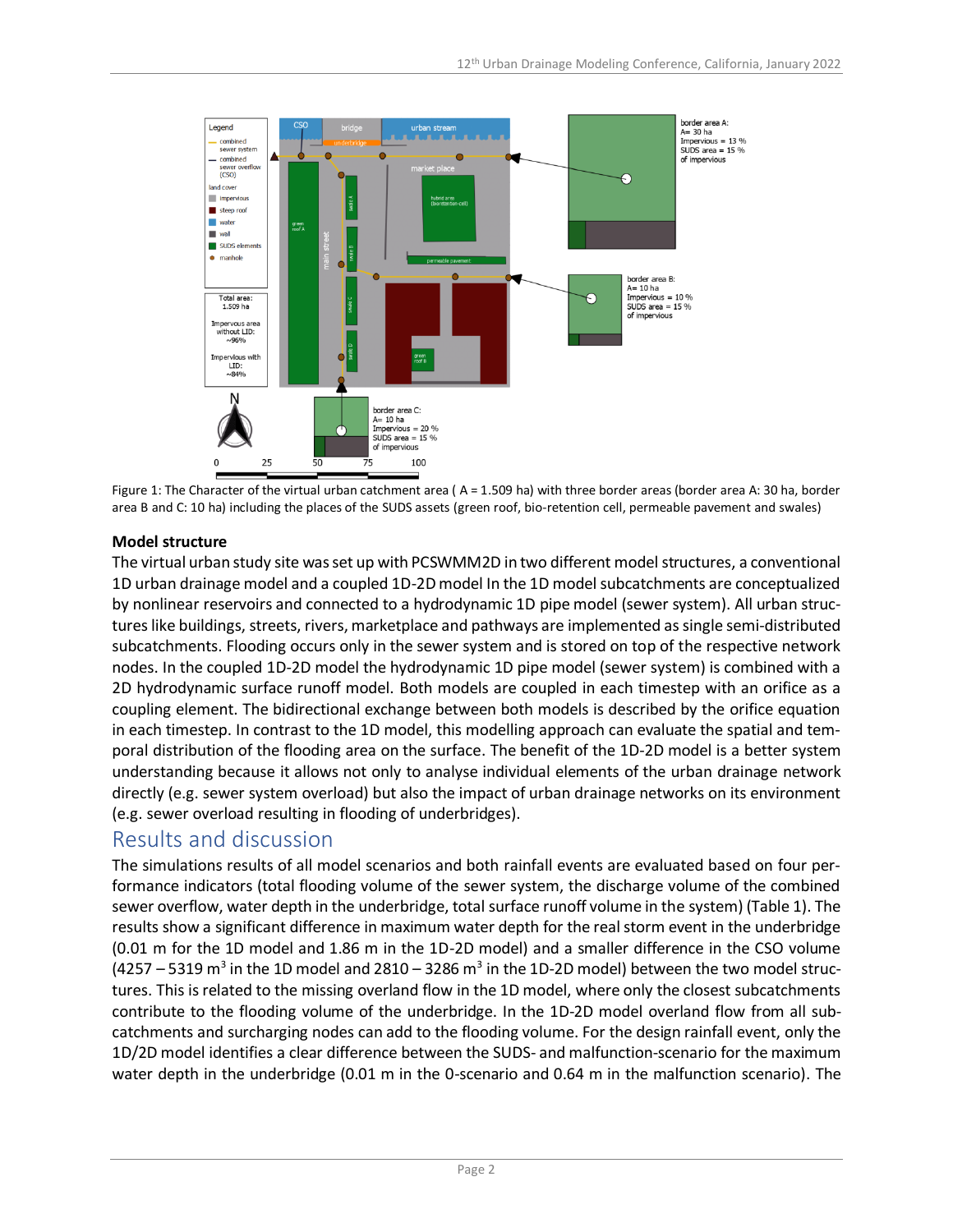Figure 1: The Character of the virtual urban catchment area ( A = 1.509 ha) with three border areas (border area A: 30 ha, border area B and C: 10 ha) including the places of the SUDS assets (green roof, bio-retention cell, permeable pavement and swales)

**Model structure**

The virtual urban study site was set up with PCSWMM2D in two different model structures, a conventional 1D urban drainage model and a coupled 1D-2D model In the 1D model subcatchments are conceptualized by nonlinear reservoirs and connected to a hydrodynamic 1D pipe model (sewer system). All urban structures like buildings, streets, rivers, marketplace and pathways are implemented as single semi-distributed subcatchments. Flooding occurs only in the sewer system and is stored on top of the respective network nodes. In the coupled 1D-2D model the hydrodynamic 1D pipe model (sewer system) is combined with a 2D hydrodynamic surface runoff model. Both models are coupled in each timestep with an orifice as a coupling element. The bidirectional exchange between both models is described by the orifice equation in each timestep. In contrast to the 1D model, this modelling approach can evaluate the spatial and temporal distribution of the flooding area on the surface. The benefit of the 1D-2D model is a better system understanding because it allows not only to analyse individual elements of the urban drainage network directly (e.g. sewer system overload) but also the impact of urban drainage networks on its environment (e.g. sewer overload resulting in flooding of underbridges).

## Results and discussion

The simulations results of all model scenarios and both rainfall events are evaluated based on four performance indicators (total flooding volume of the sewer system, the discharge volume of the combined sewer overflow, water depth in the underbridge, total surface runoff volume in the system) (Table 1). The results show a significant difference in maximum water depth for the real storm event in the underbridge (0.01 m for the 1D model and 1.86 m in the 1D-2D model) and a smaller difference in the CSO volume (4257 – 5319 m$^3$ in the 1D model and 2810 – 3286 m$^3$ in the 1D-2D model) between the two model structures. This is related to the missing overland flow in the 1D model, where only the closest subcatchments contribute to the flooding volume of the underbridge. In the 1D-2D model overland flow from all subcatchments and surcharging nodes can add to the flooding volume. For the design rainfall event, only the 1D/2D model identifies a clear difference between the SUDS- and malfunction-scenario for the maximum water depth in the underbridge (0.01 m in the 0-scenario and 0.64 m in the malfunction scenario). The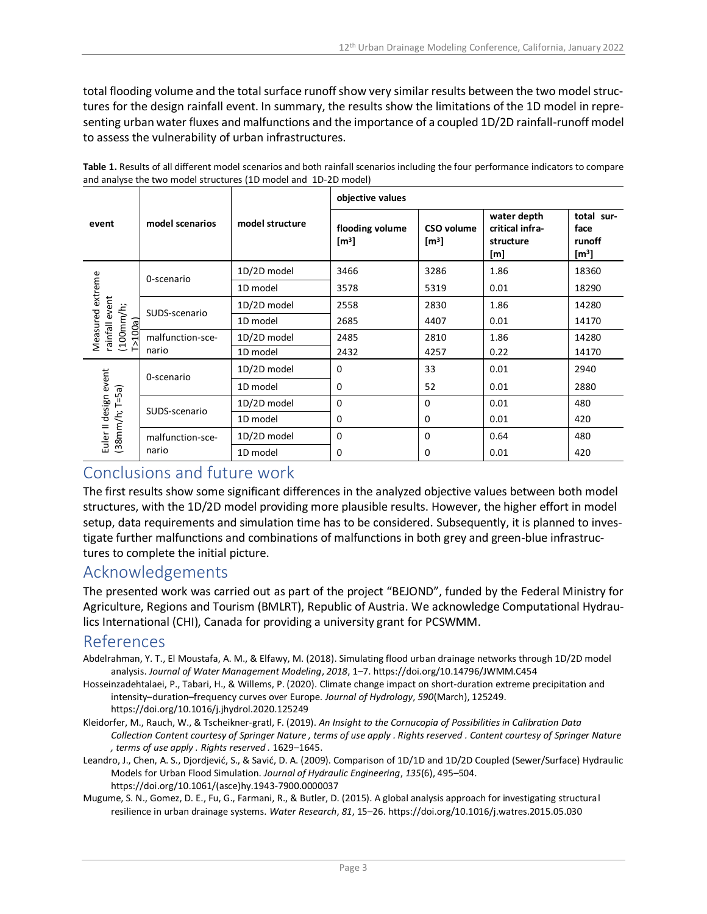total flooding volume and the total surface runoff show very similar results between the two model structures for the design rainfall event. In summary, the results show the limitations of the 1D model in representing urban water fluxes and malfunctions and the importance of a coupled 1D/2D rainfall-runoff model to assess the vulnerability of urban infrastructures.

**Table 1.** Results of all different model scenarios and both rainfall scenarios including the four performance indicators to compare and analyse the two model structures (1D model and 1D-2D model)

| event | model scenarios | model structure | objective values | | | |
|---|---|---|---|---|---|---|
| | | | flooding volume [m³] | CSO volume [m³] | water depth critical infrastructure [m] | total surface runoff [m³] |
| Measured extreme rainfall event (100mm/h; T>100a) | 0-scenario | 1D/2D model | 3466 | 3286 | 1.86 | 18360 |
| | | 1D model | 3578 | 5319 | 0.01 | 18290 |
| | SUDS-scenario | 1D/2D model | 2558 | 2830 | 1.86 | 14280 |
| | | 1D model | 2685 | 4407 | 0.01 | 14170 |
| | malfunction-scenario | 1D/2D model | 2485 | 2810 | 1.86 | 14280 |
| | | 1D model | 2432 | 4257 | 0.22 | 14170 |
| Euler II design event (38mm/h; T=5a) | 0-scenario | 1D/2D model | 0 | 33 | 0.01 | 2940 |
| | | 1D model | 0 | 52 | 0.01 | 2880 |
| | SUDS-scenario | 1D/2D model | 0 | 0 | 0.01 | 480 |
| | | 1D model | 0 | 0 | 0.01 | 420 |
| | malfunction-scenario | 1D/2D model | 0 | 0 | 0.64 | 480 |
| | | 1D model | 0 | 0 | 0.01 | 420 |

## Conclusions and future work

The first results show some significant differences in the analyzed objective values between both model structures, with the 1D/2D model providing more plausible results. However, the higher effort in model setup, data requirements and simulation time has to be considered. Subsequently, it is planned to investigate further malfunctions and combinations of malfunctions in both grey and green-blue infrastructures to complete the initial picture.

## Acknowledgements

The presented work was carried out as part of the project "BEJOND", funded by the Federal Ministry for Agriculture, Regions and Tourism (BMLRT), Republic of Austria. We acknowledge Computational Hydraulics International (CHI), Canada for providing a university grant for PCSWMM.

## References

Abdelrahman, Y. T., El Moustafa, A. M., & Elfawy, M. (2018). Simulating flood urban drainage networks through 1D/2D model analysis. *Journal of Water Management Modeling*, *2018*, 1–7. https://doi.org/10.14796/JWMM.C454

Hosseinzadehtalaei, P., Tabari, H., & Willems, P. (2020). Climate change impact on short-duration extreme precipitation and intensity–duration–frequency curves over Europe. *Journal of Hydrology*, *590*(March), 125249. https://doi.org/10.1016/j.jhydrol.2020.125249

Kleidorfer, M., Rauch, W., & Tscheikner-gratl, F. (2019). *An Insight to the Cornucopia of Possibilities in Calibration Data Collection Content courtesy of Springer Nature , terms of use apply . Rights reserved . Content courtesy of Springer Nature , terms of use apply . Rights reserved .* 1629–1645.

Leandro, J., Chen, A. S., Djordjević, S., & Savić, D. A. (2009). Comparison of 1D/1D and 1D/2D Coupled (Sewer/Surface) Hydraulic Models for Urban Flood Simulation. *Journal of Hydraulic Engineering*, *135*(6), 495–504. https://doi.org/10.1061/(asce)hy.1943-7900.0000037

Mugume, S. N., Gomez, D. E., Fu, G., Farmani, R., & Butler, D. (2015). A global analysis approach for investigating structural resilience in urban drainage systems. *Water Research*, *81*, 15–26. https://doi.org/10.1016/j.watres.2015.05.030